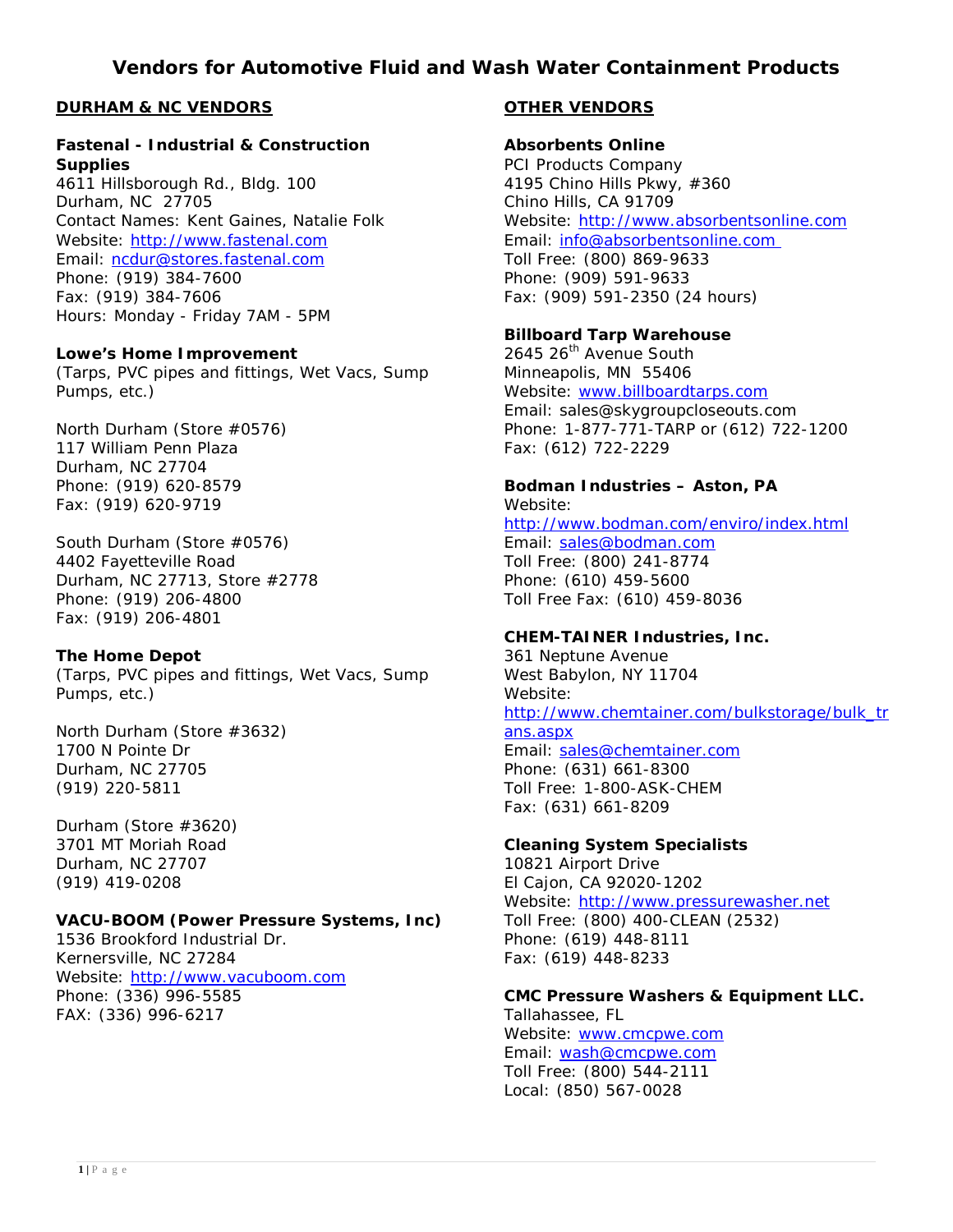# Vendors for Automotive Fluid and Wash Water Containment Products

## DURHAM & NC VENDORS

**Fastenal - Industrial & Construction Supplies**
4611 Hillsborough Rd., Bldg. 100
Durham, NC 27705
Contact Names: Kent Gaines, Natalie Folk
Website: http://www.fastenal.com
Email: ncdur@stores.fastenal.com
Phone: (919) 384-7600
Fax: (919) 384-7606
Hours: Monday - Friday 7AM - 5PM

**Lowe's Home Improvement**
(Tarps, PVC pipes and fittings, Wet Vacs, Sump Pumps, etc.)

North Durham (Store #0576)
117 William Penn Plaza
Durham, NC 27704
Phone: (919) 620-8579
Fax: (919) 620-9719

South Durham (Store #0576)
4402 Fayetteville Road
Durham, NC 27713, Store #2778
Phone: (919) 206-4800
Fax: (919) 206-4801

**The Home Depot**
(Tarps, PVC pipes and fittings, Wet Vacs, Sump Pumps, etc.)

North Durham (Store #3632)
1700 N Pointe Dr
Durham, NC 27705
(919) 220-5811

Durham (Store #3620)
3701 MT Moriah Road
Durham, NC 27707
(919) 419-0208

**VACU-BOOM (Power Pressure Systems, Inc)**
1536 Brookford Industrial Dr.
Kernersville, NC 27284
Website: http://www.vacuboom.com
Phone: (336) 996-5585
FAX: (336) 996-6217

## OTHER VENDORS

**Absorbents Online**
PCI Products Company
4195 Chino Hills Pkwy, #360
Chino Hills, CA 91709
Website: http://www.absorbentsonline.com
Email: info@absorbentsonline.com
Toll Free: (800) 869-9633
Phone: (909) 591-9633
Fax: (909) 591-2350 (24 hours)

**Billboard Tarp Warehouse**
2645 26th Avenue South
Minneapolis, MN 55406
Website: www.billboardtarps.com
Email: sales@skygroupcloseouts.com
Phone: 1-877-771-TARP or (612) 722-1200
Fax: (612) 722-2229

**Bodman Industries – Aston, PA**
Website: http://www.bodman.com/enviro/index.html
Email: sales@bodman.com
Toll Free: (800) 241-8774
Phone: (610) 459-5600
Toll Free Fax: (610) 459-8036

**CHEM-TAINER Industries, Inc.**
361 Neptune Avenue
West Babylon, NY 11704
Website: http://www.chemtainer.com/bulkstorage/bulk_trans.aspx
Email: sales@chemtainer.com
Phone: (631) 661-8300
Toll Free: 1-800-ASK-CHEM
Fax: (631) 661-8209

**Cleaning System Specialists**
10821 Airport Drive
El Cajon, CA 92020-1202
Website: http://www.pressurewasher.net
Toll Free: (800) 400-CLEAN (2532)
Phone: (619) 448-8111
Fax: (619) 448-8233

**CMC Pressure Washers & Equipment LLC.**
Tallahassee, FL
Website: www.cmcpwe.com
Email: wash@cmcpwe.com
Toll Free: (800) 544-2111
Local: (850) 567-0028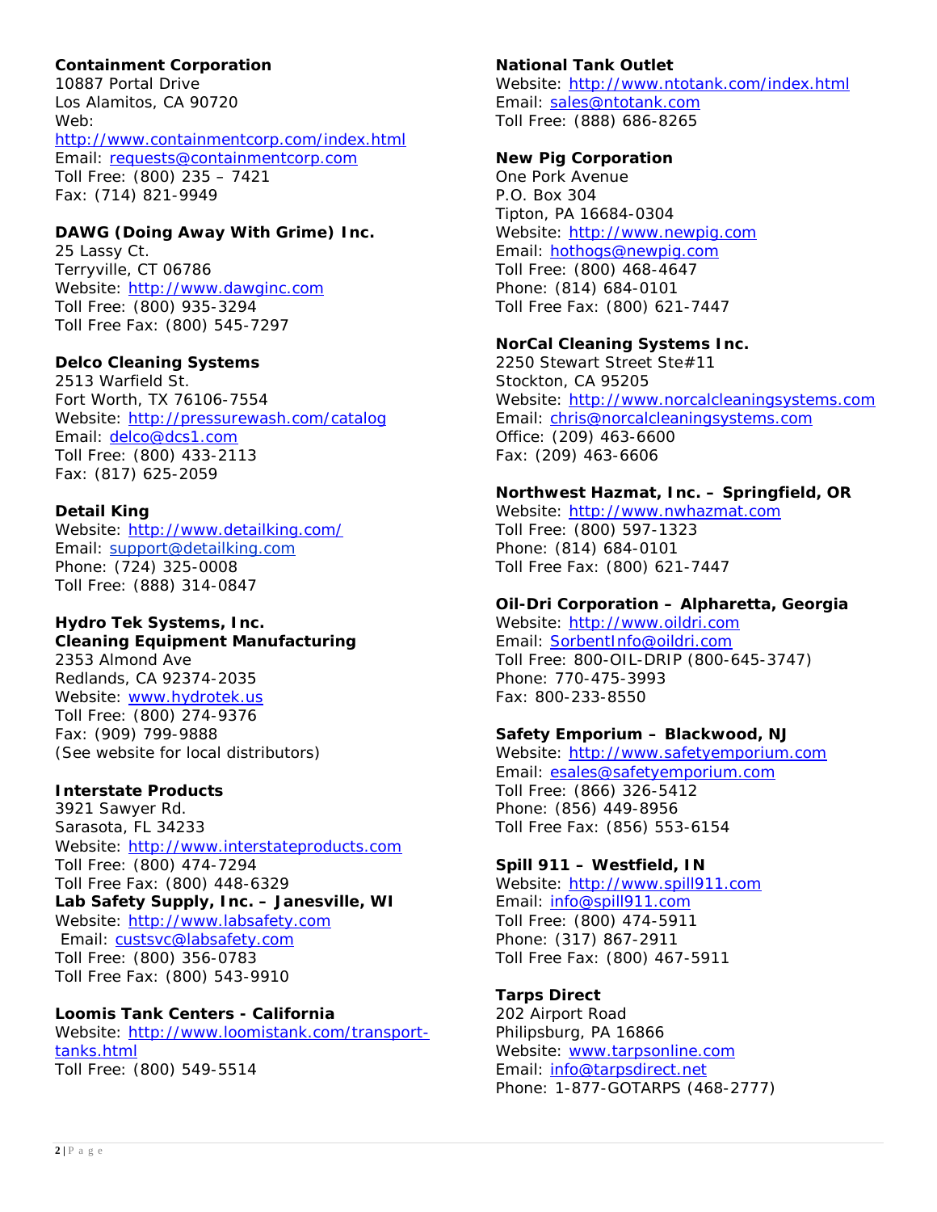**Containment Corporation**
10887 Portal Drive
Los Alamitos, CA 90720
Web:
http://www.containmentcorp.com/index.html
Email: requests@containmentcorp.com
Toll Free: (800) 235 – 7421
Fax: (714) 821-9949

**DAWG (Doing Away With Grime) Inc.**
25 Lassy Ct.
Terryville, CT 06786
Website: http://www.dawginc.com
Toll Free: (800) 935-3294
Toll Free Fax: (800) 545-7297

**Delco Cleaning Systems**
2513 Warfield St.
Fort Worth, TX 76106-7554
Website: http://pressurewash.com/catalog
Email: delco@dcs1.com
Toll Free: (800) 433-2113
Fax: (817) 625-2059

**Detail King**
Website: http://www.detailking.com/
Email: support@detailking.com
Phone: (724) 325-0008
Toll Free: (888) 314-0847

**Hydro Tek Systems, Inc.**
**Cleaning Equipment Manufacturing**
2353 Almond Ave
Redlands, CA 92374-2035
Website: www.hydrotek.us
Toll Free: (800) 274-9376
Fax: (909) 799-9888
(See website for local distributors)

**Interstate Products**
3921 Sawyer Rd.
Sarasota, FL 34233
Website: http://www.interstateproducts.com
Toll Free: (800) 474-7294
Toll Free Fax: (800) 448-6329

**Lab Safety Supply, Inc. – Janesville, WI**
Website: http://www.labsafety.com
Email: custsvc@labsafety.com
Toll Free: (800) 356-0783
Toll Free Fax: (800) 543-9910

**Loomis Tank Centers - California**
Website: http://www.loomistank.com/transport-tanks.html
Toll Free: (800) 549-5514

**National Tank Outlet**
Website: http://www.ntotank.com/index.html
Email: sales@ntotank.com
Toll Free: (888) 686-8265

**New Pig Corporation**
One Pork Avenue
P.O. Box 304
Tipton, PA 16684-0304
Website: http://www.newpig.com
Email: hothogs@newpig.com
Toll Free: (800) 468-4647
Phone: (814) 684-0101
Toll Free Fax: (800) 621-7447

**NorCal Cleaning Systems Inc.**
2250 Stewart Street Ste#11
Stockton, CA 95205
Website: http://www.norcalcleaningsystems.com
Email: chris@norcalcleaningsystems.com
Office: (209) 463-6600
Fax: (209) 463-6606

**Northwest Hazmat, Inc. – Springfield, OR**
Website: http://www.nwhazmat.com
Toll Free: (800) 597-1323
Phone: (814) 684-0101
Toll Free Fax: (800) 621-7447

**Oil-Dri Corporation – Alpharetta, Georgia**
Website: http://www.oildri.com
Email: SorbentInfo@oildri.com
Toll Free: 800-OIL-DRIP (800-645-3747)
Phone: 770-475-3993
Fax: 800-233-8550

**Safety Emporium – Blackwood, NJ**
Website: http://www.safetyemporium.com
Email: esales@safetyemporium.com
Toll Free: (866) 326-5412
Phone: (856) 449-8956
Toll Free Fax: (856) 553-6154

**Spill 911 – Westfield, IN**
Website: http://www.spill911.com
Email: info@spill911.com
Toll Free: (800) 474-5911
Phone: (317) 867-2911
Toll Free Fax: (800) 467-5911

**Tarps Direct**
202 Airport Road
Philipsburg, PA 16866
Website: www.tarpsonline.com
Email: info@tarpsdirect.net
Phone: 1-877-GOTARPS (468-2777)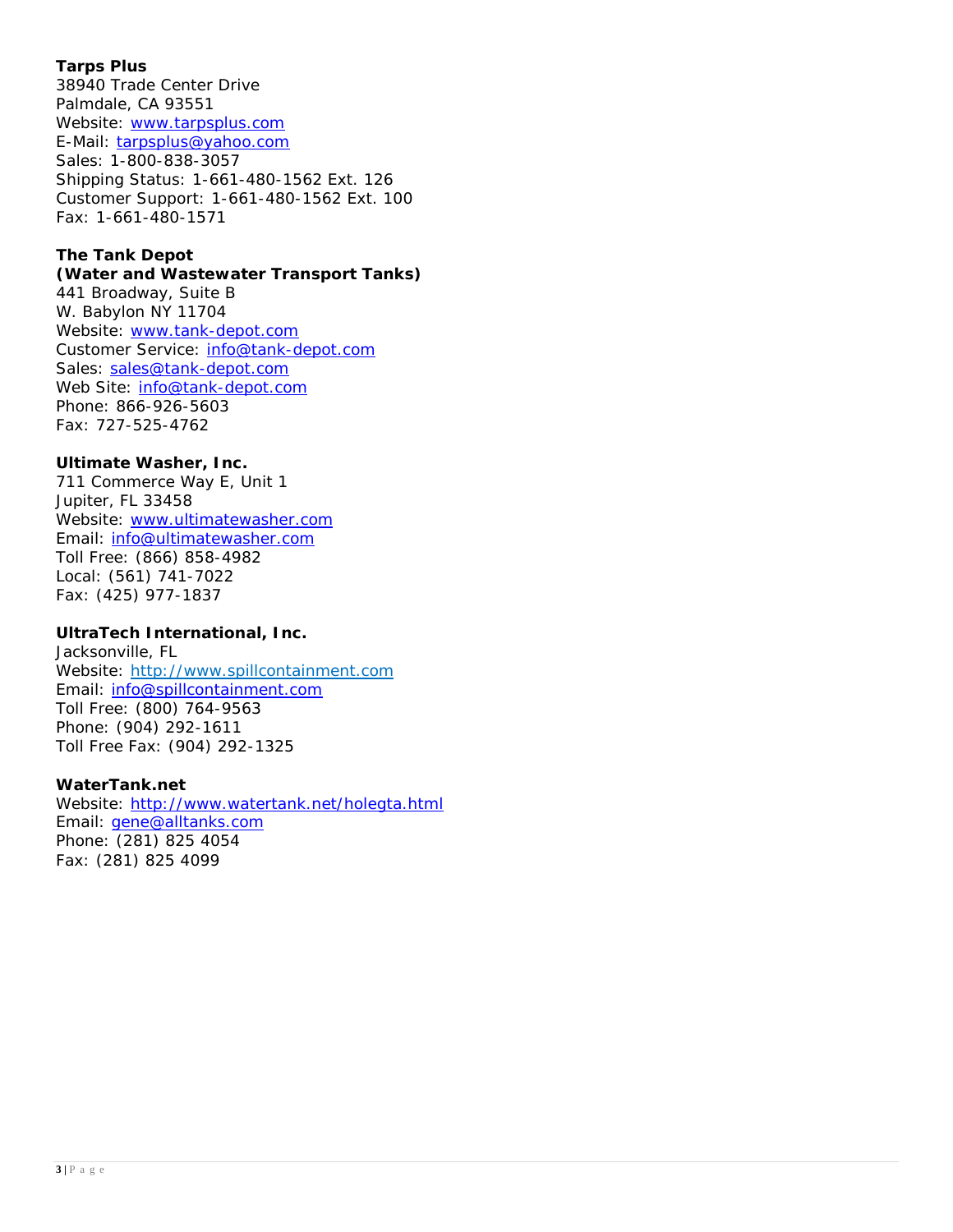**Tarps Plus**
38940 Trade Center Drive
Palmdale, CA 93551
Website: www.tarpsplus.com
E-Mail: tarpsplus@yahoo.com
Sales: 1-800-838-3057
Shipping Status: 1-661-480-1562 Ext. 126
Customer Support: 1-661-480-1562 Ext. 100
Fax: 1-661-480-1571

**The Tank Depot**
**(Water and Wastewater Transport Tanks)**
441 Broadway, Suite B
W. Babylon NY 11704
Website: www.tank-depot.com
Customer Service: info@tank-depot.com
Sales: sales@tank-depot.com
Web Site: info@tank-depot.com
Phone: 866-926-5603
Fax: 727-525-4762

**Ultimate Washer, Inc.**
711 Commerce Way E, Unit 1
Jupiter, FL 33458
Website: www.ultimatewasher.com
Email: info@ultimatewasher.com
Toll Free: (866) 858-4982
Local: (561) 741-7022
Fax: (425) 977-1837

**UltraTech International, Inc.**
Jacksonville, FL
Website: http://www.spillcontainment.com
Email: info@spillcontainment.com
Toll Free: (800) 764-9563
Phone: (904) 292-1611
Toll Free Fax: (904) 292-1325

**WaterTank.net**
Website: http://www.watertank.net/holegta.html
Email: gene@alltanks.com
Phone: (281) 825 4054
Fax: (281) 825 4099